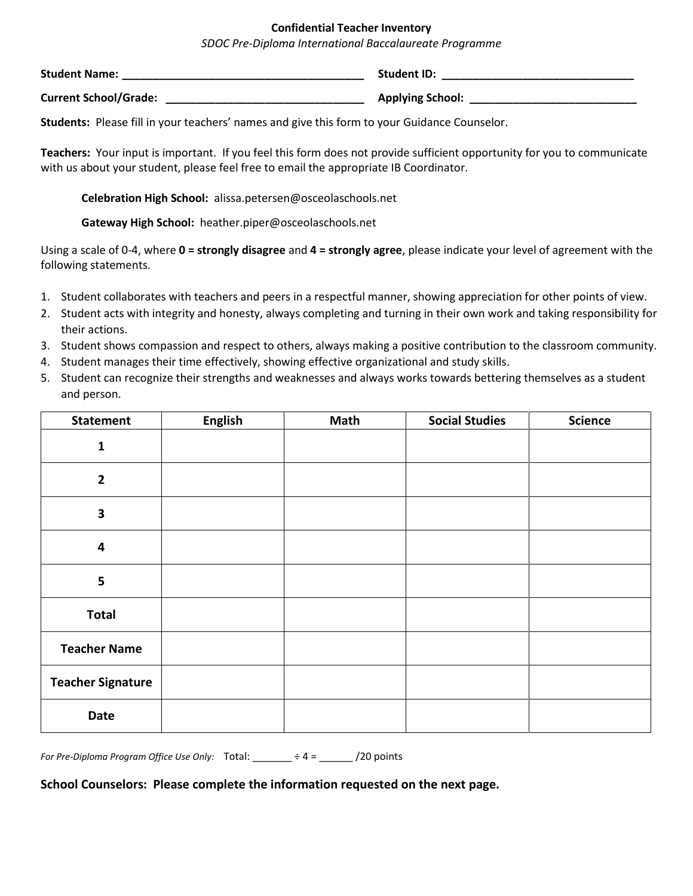**Confidential Teacher Inventory**

*SDOC Pre-Diploma International Baccalaureate Programme*

**Student Name:** ________________________________________ **Student ID:** ________________________________

**Current School/Grade:** _________________________________ **Applying School:** ____________________________

**Students:** Please fill in your teachers' names and give this form to your Guidance Counselor.

**Teachers:** Your input is important. If you feel this form does not provide sufficient opportunity for you to communicate with us about your student, please feel free to email the appropriate IB Coordinator.

**Celebration High School:** alissa.petersen@osceolaschools.net

**Gateway High School:** heather.piper@osceolaschools.net

Using a scale of 0-4, where **0 = strongly disagree** and **4 = strongly agree**, please indicate your level of agreement with the following statements.

1. Student collaborates with teachers and peers in a respectful manner, showing appreciation for other points of view.
2. Student acts with integrity and honesty, always completing and turning in their own work and taking responsibility for their actions.
3. Student shows compassion and respect to others, always making a positive contribution to the classroom community.
4. Student manages their time effectively, showing effective organizational and study skills.
5. Student can recognize their strengths and weaknesses and always works towards bettering themselves as a student and person.

| Statement | English | Math | Social Studies | Science |
|---|---|---|---|---|
| 1 | | | | |
| 2 | | | | |
| 3 | | | | |
| 4 | | | | |
| 5 | | | | |
| Total | | | | |
| Teacher Name | | | | |
| Teacher Signature | | | | |
| Date | | | | |

*For Pre-Diploma Program Office Use Only:* Total: _______ ÷ 4 = ______ /20 points

**School Counselors: Please complete the information requested on the next page.**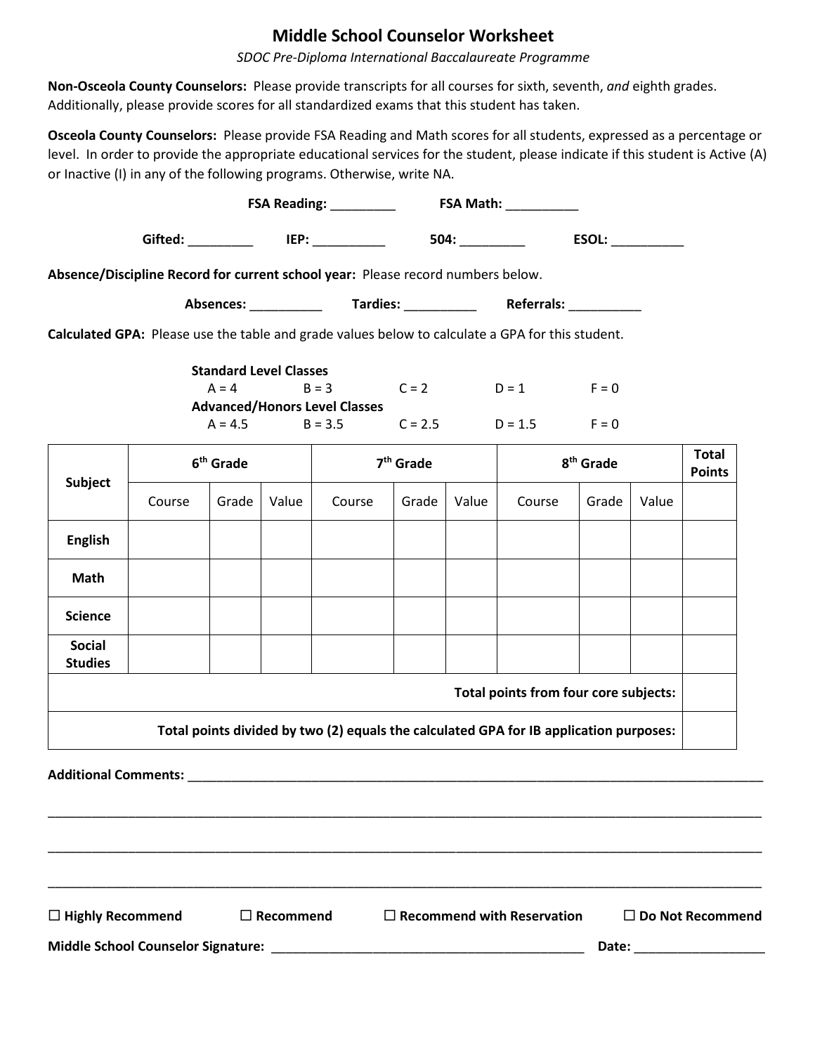# Middle School Counselor Worksheet

*SDOC Pre-Diploma International Baccalaureate Programme*

**Non-Osceola County Counselors:** Please provide transcripts for all courses for sixth, seventh, *and* eighth grades. Additionally, please provide scores for all standardized exams that this student has taken.

**Osceola County Counselors:** Please provide FSA Reading and Math scores for all students, expressed as a percentage or level. In order to provide the appropriate educational services for the student, please indicate if this student is Active (A) or Inactive (I) in any of the following programs. Otherwise, write NA.

**FSA Reading:** _________ **FSA Math:** __________

**Gifted:** _________ **IEP:** __________ **504:** _________ **ESOL:** __________

**Absence/Discipline Record for current school year:** Please record numbers below.

**Absences:** __________ **Tardies:** __________ **Referrals:** __________

**Calculated GPA:** Please use the table and grade values below to calculate a GPA for this student.

**Standard Level Classes**
A = 4 B = 3 C = 2 D = 1 F = 0

**Advanced/Honors Level Classes**
A = 4.5 B = 3.5 C = 2.5 D = 1.5 F = 0

| Subject | 6th Grade | | | 7th Grade | | | 8th Grade | | | Total Points |
|---|---|---|---|---|---|---|---|---|---|---|
| | Course | Grade | Value | Course | Grade | Value | Course | Grade | Value | |
| **English** | | | | | | | | | | |
| **Math** | | | | | | | | | | |
| **Science** | | | | | | | | | | |
| **Social Studies** | | | | | | | | | | |
| **Total points from four core subjects:** | | | | | | | | | | |
| **Total points divided by two (2) equals the calculated GPA for IB application purposes:** | | | | | | | | | | |

**Additional Comments:** ____________________________________________________________________________

______________________________________________________________________________________________

______________________________________________________________________________________________

______________________________________________________________________________________________

☐ **Highly Recommend** ☐ **Recommend** ☐ **Recommend with Reservation** ☐ **Do Not Recommend**

**Middle School Counselor Signature:** ____________________________________________ **Date:** _________________